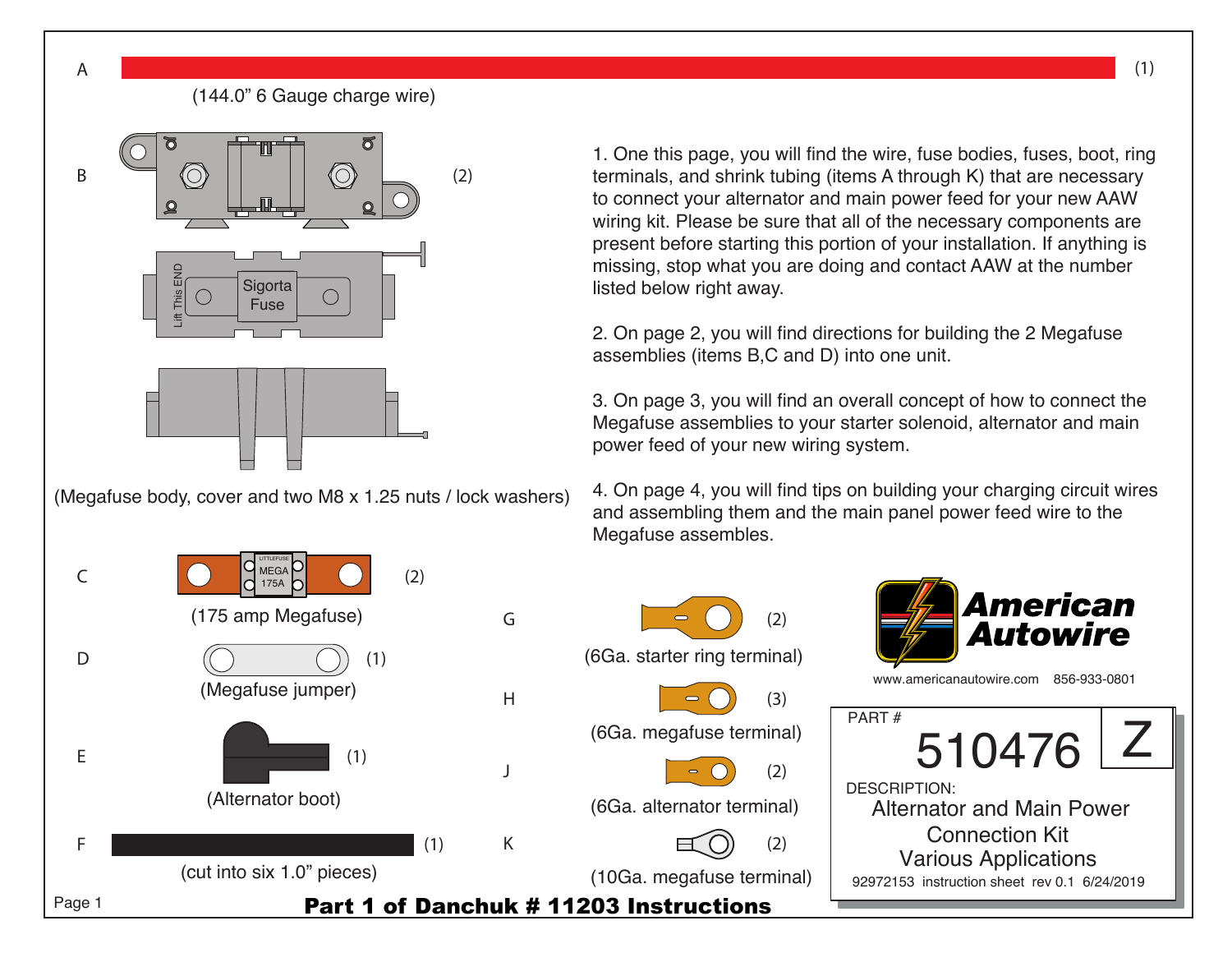A — (144.0" 6 Gauge charge wire) — (1)

B — (Megafuse body, cover and two M8 x 1.25 nuts / lock washers) — (2)

Lift This END

Sigorta Fuse

C — (175 amp Megafuse) — (2)

LITTLEFUSE MEGA 175A

D — (Megafuse jumper) — (1)

E — (Alternator boot) — (1)

F — (cut into six 1.0" pieces) — (1)

G — (6Ga. starter ring terminal) — (2)

H — (6Ga. megafuse terminal) — (3)

J — (6Ga. alternator terminal) — (2)

K — (10Ga. megafuse terminal) — (2)

1. One this page, you will find the wire, fuse bodies, fuses, boot, ring terminals, and shrink tubing (items A through K) that are necessary to connect your alternator and main power feed for your new AAW wiring kit. Please be sure that all of the necessary components are present before starting this portion of your installation. If anything is missing, stop what you are doing and contact AAW at the number listed below right away.

2. On page 2, you will find directions for building the 2 Megafuse assemblies (items B,C and D) into one unit.

3. On page 3, you will find an overall concept of how to connect the Megafuse assemblies to your starter solenoid, alternator and main power feed of your new wiring system.

4. On page 4, you will find tips on building your charging circuit wires and assembling them and the main panel power feed wire to the Megafuse assembles.

**American Autowire**

www.americanautowire.com 856-933-0801

PART # 510476 Z

DESCRIPTION:
Alternator and Main Power Connection Kit
Various Applications

92972153 instruction sheet rev 0.1 6/24/2019

**Part 1 of Danchuk # 11203 Instructions**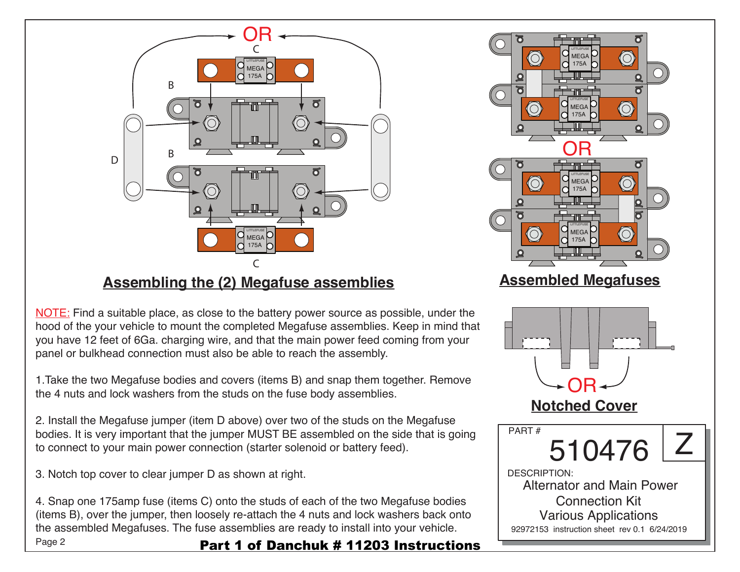OR

C

B

D

B

C

## Assembling the (2) Megafuse assemblies

## Assembled Megafuses

OR

OR

## Notched Cover

NOTE: Find a suitable place, as close to the battery power source as possible, under the hood of the your vehicle to mount the completed Megafuse assemblies. Keep in mind that you have 12 feet of 6Ga. charging wire, and that the main power feed coming from your panel or bulkhead connection must also be able to reach the assembly.

1.Take the two Megafuse bodies and covers (items B) and snap them together. Remove the 4 nuts and lock washers from the studs on the fuse body assemblies.

2. Install the Megafuse jumper (item D above) over two of the studs on the Megafuse bodies. It is very important that the jumper MUST BE assembled on the side that is going to connect to your main power connection (starter solenoid or battery feed).

3. Notch top cover to clear jumper D as shown at right.

4. Snap one 175amp fuse (items C) onto the studs of each of the two Megafuse bodies (items B), over the jumper, then loosely re-attach the 4 nuts and lock washers back onto the assembled Megafuses. The fuse assemblies are ready to install into your vehicle.

PART # 510476 Z

DESCRIPTION:
Alternator and Main Power Connection Kit
Various Applications

92972153 instruction sheet rev 0.1 6/24/2019

**Part 1 of Danchuk # 11203 Instructions**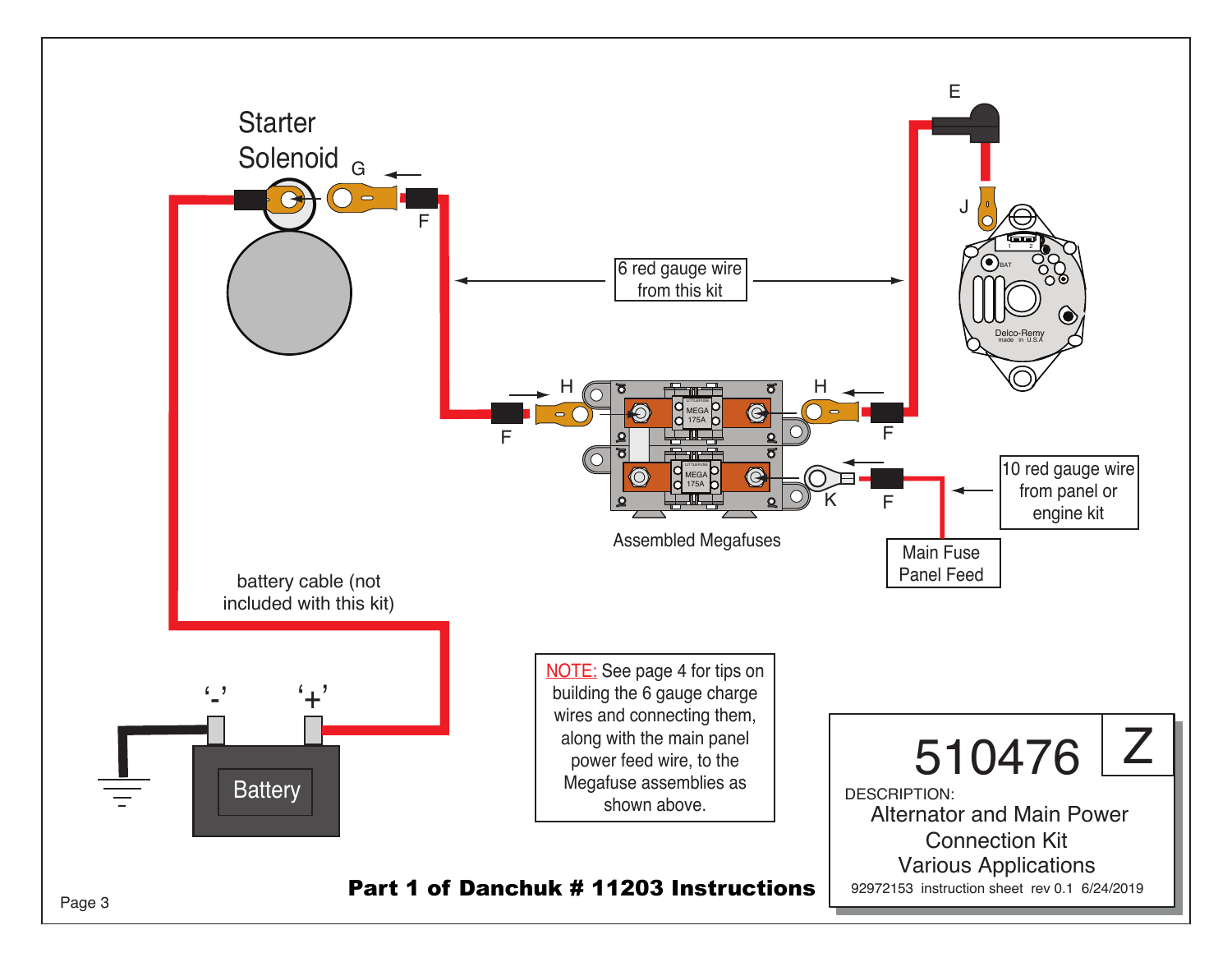Starter Solenoid

G

F

6 red gauge wire from this kit

E

J

BAT

Delco-Remy made in U.S.A

H

F

H

F

MEGA 175A

MEGA 175A

K

F

10 red gauge wire from panel or engine kit

Main Fuse Panel Feed

Assembled Megafuses

battery cable (not included with this kit)

'-'

'+'

Battery

NOTE: See page 4 for tips on building the 6 gauge charge wires and connecting them, along with the main panel power feed wire, to the Megafuse assemblies as shown above.

**Part 1 of Danchuk # 11203 Instructions**

510476 Z

DESCRIPTION:

Alternator and Main Power Connection Kit Various Applications

92972153 instruction sheet rev 0.1 6/24/2019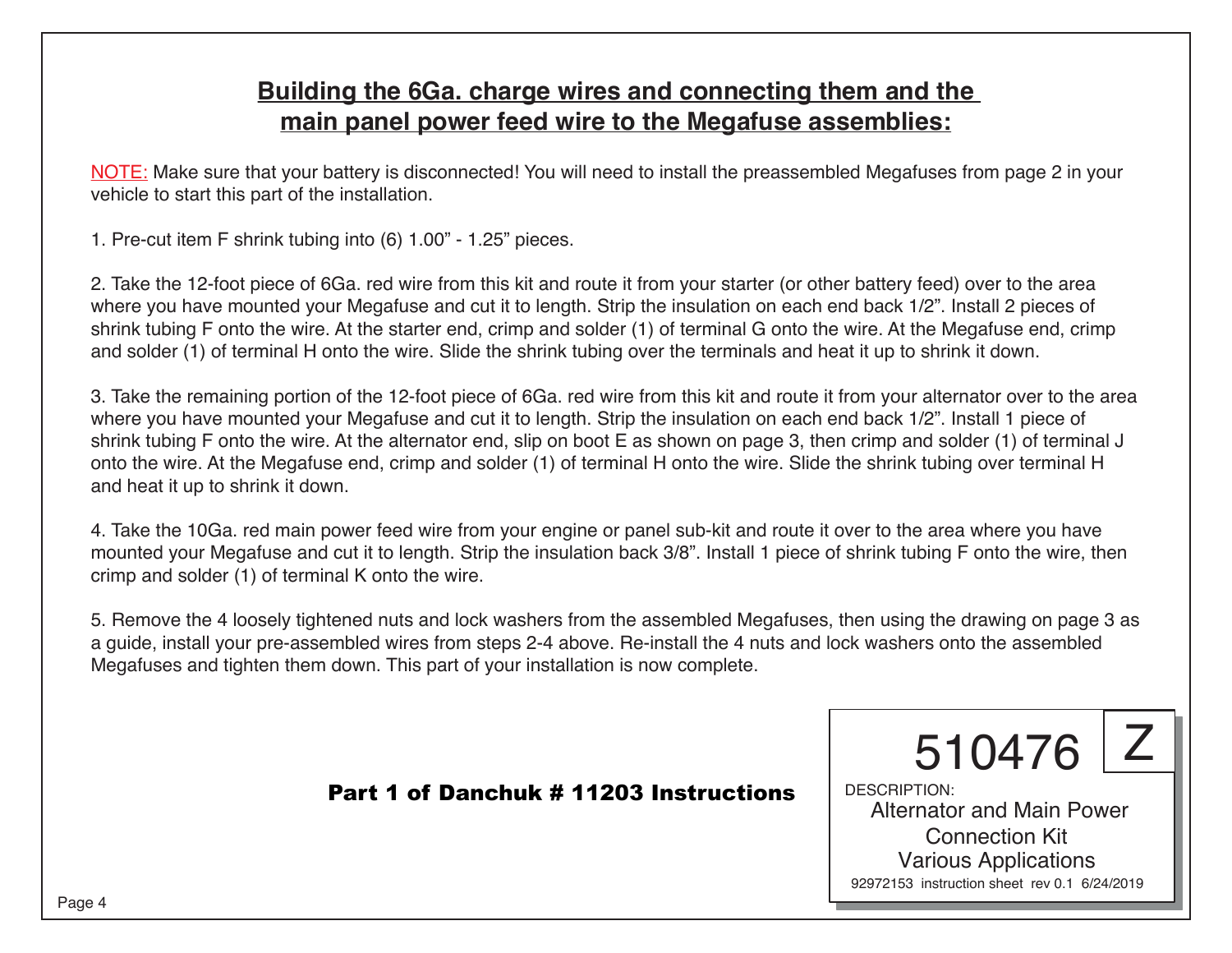## Building the 6Ga. charge wires and connecting them and the main panel power feed wire to the Megafuse assemblies:

NOTE: Make sure that your battery is disconnected! You will need to install the preassembled Megafuses from page 2 in your vehicle to start this part of the installation.

1. Pre-cut item F shrink tubing into (6) 1.00” - 1.25” pieces.

2. Take the 12-foot piece of 6Ga. red wire from this kit and route it from your starter (or other battery feed) over to the area where you have mounted your Megafuse and cut it to length. Strip the insulation on each end back 1/2”. Install 2 pieces of shrink tubing F onto the wire. At the starter end, crimp and solder (1) of terminal G onto the wire. At the Megafuse end, crimp and solder (1) of terminal H onto the wire. Slide the shrink tubing over the terminals and heat it up to shrink it down.

3. Take the remaining portion of the 12-foot piece of 6Ga. red wire from this kit and route it from your alternator over to the area where you have mounted your Megafuse and cut it to length. Strip the insulation on each end back 1/2”. Install 1 piece of shrink tubing F onto the wire. At the alternator end, slip on boot E as shown on page 3, then crimp and solder (1) of terminal J onto the wire. At the Megafuse end, crimp and solder (1) of terminal H onto the wire. Slide the shrink tubing over terminal H and heat it up to shrink it down.

4. Take the 10Ga. red main power feed wire from your engine or panel sub-kit and route it over to the area where you have mounted your Megafuse and cut it to length. Strip the insulation back 3/8”. Install 1 piece of shrink tubing F onto the wire, then crimp and solder (1) of terminal K onto the wire.

5. Remove the 4 loosely tightened nuts and lock washers from the assembled Megafuses, then using the drawing on page 3 as a guide, install your pre-assembled wires from steps 2-4 above. Re-install the 4 nuts and lock washers onto the assembled Megafuses and tighten them down. This part of your installation is now complete.

**Part 1 of Danchuk # 11203 Instructions**

510476 Z

DESCRIPTION:
Alternator and Main Power Connection Kit
Various Applications

92972153 instruction sheet rev 0.1 6/24/2019